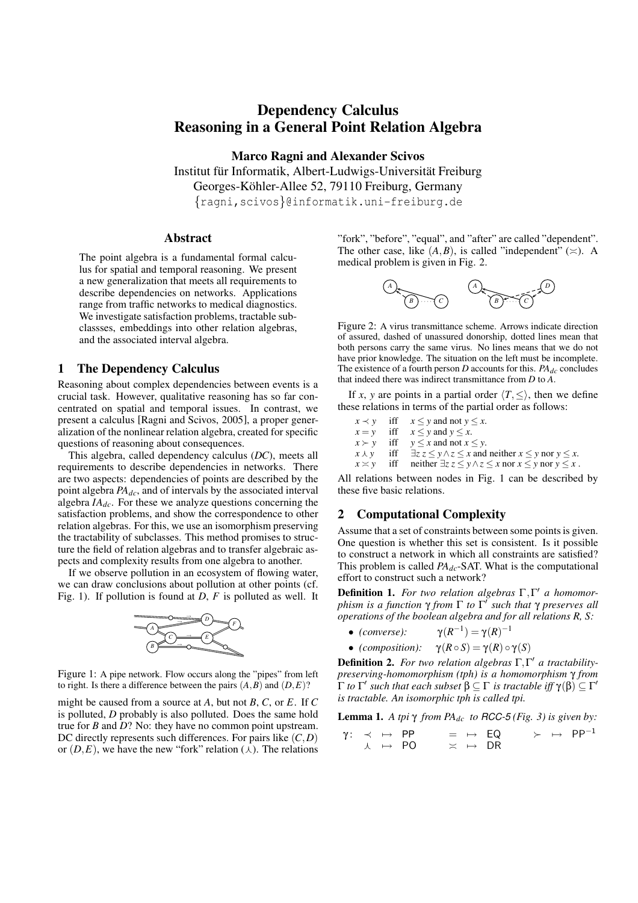# Dependency Calculus
# Reasoning in a General Point Relation Algebra

**Marco Ragni and Alexander Scivos**

Institut für Informatik, Albert-Ludwigs-Universität Freiburg
Georges-Köhler-Allee 52, 79110 Freiburg, Germany
{ragni,scivos}@informatik.uni-freiburg.de

## Abstract

The point algebra is a fundamental formal calculus for spatial and temporal reasoning. We present a new generalization that meets all requirements to describe dependencies on networks. Applications range from traffic networks to medical diagnostics. We investigate satisfaction problems, tractable subclassses, embeddings into other relation algebras, and the associated interval algebra.

## 1 The Dependency Calculus

Reasoning about complex dependencies between events is a crucial task. However, qualitative reasoning has so far concentrated on spatial and temporal issues. In contrast, we present a calculus [Ragni and Scivos, 2005], a proper generalization of the nonlinear relation algebra, created for specific questions of reasoning about consequences.

This algebra, called dependency calculus (*DC*), meets all requirements to describe dependencies in networks. There are two aspects: dependencies of points are described by the point algebra $PA_{dc}$, and of intervals by the associated interval algebra $IA_{dc}$. For these we analyze questions concerning the satisfaction problems, and show the correspondence to other relation algebras. For this, we use an isomorphism preserving the tractability of subclasses. This method promises to structure the field of relation algebras and to transfer algebraic aspects and complexity results from one algebra to another.

If we observe pollution in an ecosystem of flowing water, we can draw conclusions about pollution at other points (cf. Fig. 1). If pollution is found at *D*, *F* is polluted as well. It

Figure 1: A pipe network. Flow occurs along the "pipes" from left to right. Is there a difference between the pairs $(A,B)$ and $(D,E)$?

might be caused from a source at *A*, but not *B*, *C*, or *E*. If *C* is polluted, *D* probably is also polluted. Does the same hold true for *B* and *D*? No: they have no common point upstream. DC directly represents such differences. For pairs like $(C,D)$ or $(D,E)$, we have the new "fork" relation ($\curlywedge$). The relations "fork", "before", "equal", and "after" are called "dependent". The other case, like $(A,B)$, is called "independent" ($\asymp$). A medical problem is given in Fig. 2.

Figure 2: A virus transmittance scheme. Arrows indicate direction of assured, dashed of unassured donorship, dotted lines mean that both persons carry the same virus. No lines means that we do not have prior knowledge. The situation on the left must be incomplete. The existence of a fourth person *D* accounts for this. $PA_{dc}$ concludes that indeed there was indirect transmittance from *D* to *A*.

If *x*, *y* are points in a partial order $\langle T, \leq \rangle$, then we define these relations in terms of the partial order as follows:

| | | |
|---|---|---|
| $x \prec y$ | iff | $x \leq y$ and not $y \leq x$. |
| $x = y$ | iff | $x \leq y$ and $y \leq x$. |
| $x \succ y$ | iff | $y \leq x$ and not $x \leq y$. |
| $x \curlywedge y$ | iff | $\exists z\, z \leq y \wedge z \leq x$ and neither $x \leq y$ nor $y \leq x$. |
| $x \asymp y$ | iff | neither $\exists z\, z \leq y \wedge z \leq x$ nor $x \leq y$ nor $y \leq x$ . |

All relations between nodes in Fig. 1 can be described by these five basic relations.

## 2 Computational Complexity

Assume that a set of constraints between some points is given. One question is whether this set is consistent. Is it possible to construct a network in which all constraints are satisfied? This problem is called $PA_{dc}$-SAT. What is the computational effort to construct such a network?

**Definition 1.** *For two relation algebras $\Gamma, \Gamma'$ a homomorphism is a function $\gamma$ from $\Gamma$ to $\Gamma'$ such that $\gamma$ preserves all operations of the boolean algebra and for all relations R, S:*

- *(converse):* $\gamma(R^{-1}) = \gamma(R)^{-1}$
- *(composition):* $\gamma(R \circ S) = \gamma(R) \circ \gamma(S)$

**Definition 2.** *For two relation algebras $\Gamma, \Gamma'$ a tractability-preserving-homomorphism (tph) is a homomorphism $\gamma$ from $\Gamma$ to $\Gamma'$ such that each subset $\beta \subseteq \Gamma$ is tractable iff $\gamma(\beta) \subseteq \Gamma'$ is tractable. An isomorphic tph is called tpi.*

**Lemma 1.** *A tpi $\gamma$ from $PA_{dc}$ to RCC-5 (Fig. 3) is given by:*

$$\gamma: \quad \prec \mapsto \mathsf{PP} \qquad = \mapsto \mathsf{EQ} \qquad \succ \mapsto \mathsf{PP}^{-1}$$
$$\curlywedge \mapsto \mathsf{PO} \qquad \asymp \mapsto \mathsf{DR}$$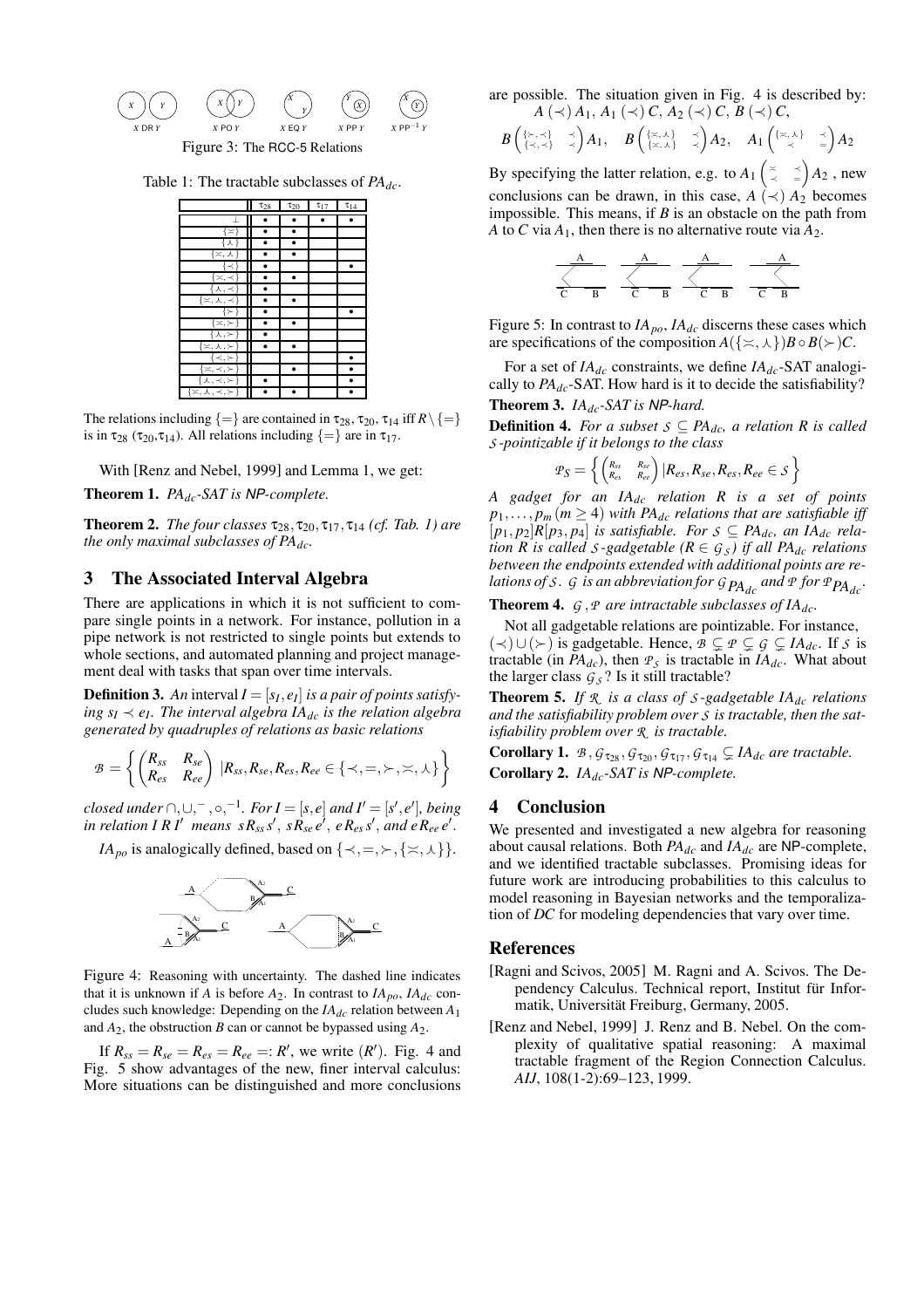X DR Y　X PO Y　X EQ Y　X PP Y　X PP$^{-1}$ Y

Figure 3: The RCC-5 Relations

Table 1: The tractable subclasses of $PA_{dc}$.

| | $\tau_{28}$ | $\tau_{20}$ | $\tau_{17}$ | $\tau_{14}$ |
|---|---|---|---|---|
| $\perp$ | • | • | • | • |
| $\{\asymp\}$ | • | • | | |
| $\{\curlywedge\}$ | • | • | | |
| $\{\asymp,\curlywedge\}$ | • | • | | |
| $\{\prec\}$ | • | | | • |
| $\{\asymp,\prec\}$ | • | • | | |
| $\{\curlywedge,\prec\}$ | • | | | |
| $\{\asymp,\curlywedge,\prec\}$ | • | • | | |
| $\{\succ\}$ | • | | | • |
| $\{\asymp,\succ\}$ | • | • | | |
| $\{\curlywedge,\succ\}$ | • | | | |
| $\{\asymp,\curlywedge,\succ\}$ | • | • | | |
| $\{\prec,\succ\}$ | | | | • |
| $\{\asymp,\prec,\succ\}$ | | • | | • |
| $\{\curlywedge,\prec,\succ\}$ | • | | | • |
| $\{\asymp,\curlywedge,\prec,\succ\}$ | • | • | | • |

The relations including $\{=\}$ are contained in $\tau_{28}$, $\tau_{20}$, $\tau_{14}$ iff $R\setminus\{=\}$ is in $\tau_{28}$ ($\tau_{20}$,$\tau_{14}$). All relations including $\{=\}$ are in $\tau_{17}$.

With [Renz and Nebel, 1999] and Lemma 1, we get:

**Theorem 1.** *$PA_{dc}$-SAT is NP-complete.*

**Theorem 2.** *The four classes $\tau_{28}, \tau_{20}, \tau_{17}, \tau_{14}$ (cf. Tab. 1) are the only maximal subclasses of $PA_{dc}$.*

## 3 The Associated Interval Algebra

There are applications in which it is not sufficient to compare single points in a network. For instance, pollution in a pipe network is not restricted to single points but extends to whole sections, and automated planning and project management deal with tasks that span over time intervals.

**Definition 3.** *An* interval $I = [s_I, e_I]$ *is a pair of points satisfying $s_I \prec e_I$. The interval algebra $IA_{dc}$ is the relation algebra generated by quadruples of relations as basic relations*

$$\mathcal{B} = \left\{ \begin{pmatrix} R_{ss} & R_{se} \\ R_{es} & R_{ee} \end{pmatrix} \,|R_{ss}, R_{se}, R_{es}, R_{ee} \in \{\prec, =, \succ, \asymp, \curlywedge\} \right\}$$

*closed under $\cap, \cup, ^-, \circ, ^{-1}$. For $I = [s, e]$ and $I' = [s', e']$, being in relation $I\,R\,I'$ means $s R_{ss} s'$, $s R_{se} e'$, $e R_{es} s'$, and $e R_{ee} e'$.*

$IA_{po}$ is analogically defined, based on $\{\prec, =, \succ, \{\asymp, \curlywedge\}\}$.

A　A2　B　A1　C

Figure 4: Reasoning with uncertainty. The dashed line indicates that it is unknown if $A$ is before $A_2$. In contrast to $IA_{po}$, $IA_{dc}$ concludes such knowledge: Depending on the $IA_{dc}$ relation between $A_1$ and $A_2$, the obstruction $B$ can or cannot be bypassed using $A_2$.

If $R_{ss} = R_{se} = R_{es} = R_{ee} =: R'$, we write $(R')$. Fig. 4 and Fig. 5 show advantages of the new, finer interval calculus: More situations can be distinguished and more conclusions are possible. The situation given in Fig. 4 is described by:

$$A\,(\prec)\,A_1,\; A_1\,(\prec)\,C,\; A_2\,(\prec)\,C,\; B\,(\prec)\,C,$$

$$B \begin{pmatrix} \{\succ,\prec\} & \prec \\ \{\asymp,\prec\} & \prec \end{pmatrix} A_1, \quad B \begin{pmatrix} \{\asymp,\curlywedge\} & \prec \\ \{\asymp,\curlywedge\} & \prec \end{pmatrix} A_2, \quad A_1 \begin{pmatrix} \{\asymp,\curlywedge\} & \prec \\ \prec & = \end{pmatrix} A_2$$

By specifying the latter relation, e.g. to $A_1 \begin{pmatrix} \asymp & \prec \\ \prec & = \end{pmatrix} A_2$ , new conclusions can be drawn, in this case, $A\,(\prec)\,A_2$ becomes impossible. This means, if $B$ is an obstacle on the path from $A$ to $C$ via $A_1$, then there is no alternative route via $A_2$.

A　C　B

Figure 5: In contrast to $IA_{po}$, $IA_{dc}$ discerns these cases which are specifications of the composition $A(\{\asymp,\curlywedge\})B \circ B(\succ)C$.

For a set of $IA_{dc}$ constraints, we define $IA_{dc}$-SAT analogically to $PA_{dc}$-SAT. How hard is it to decide the satisfiability?

**Theorem 3.** *$IA_{dc}$-SAT is NP-hard.*

**Definition 4.** *For a subset $\mathcal{S} \subseteq PA_{dc}$, a relation $R$ is called $\mathcal{S}$-pointizable if it belongs to the class*

$$\mathcal{P}_{\mathcal{S}} = \left\{ \begin{pmatrix} R_{ss} & R_{se} \\ R_{es} & R_{ee} \end{pmatrix} |R_{es}, R_{se}, R_{es}, R_{ee} \in \mathcal{S} \right\}$$

*A gadget for an $IA_{dc}$ relation $R$ is a set of points $p_1, \ldots, p_m$ ($m \geq 4$) with $PA_{dc}$ relations that are satisfiable iff $[p_1, p_2]R[p_3, p_4]$ is satisfiable. For $\mathcal{S} \subseteq PA_{dc}$, an $IA_{dc}$ relation $R$ is called $\mathcal{S}$-gadgetable ($R \in \mathcal{G}_{\mathcal{S}}$) if all $PA_{dc}$ relations between the endpoints extended with additional points are relations of $\mathcal{S}$. $\mathcal{G}$ is an abbreviation for $\mathcal{G}_{PA_{dc}}$ and $\mathcal{P}$ for $\mathcal{P}_{PA_{dc}}$.*

**Theorem 4.** *$\mathcal{G}, \mathcal{P}$ are intractable subclasses of $IA_{dc}$.*

Not all gadgetable relations are pointizable. For instance, $(\prec) \cup (\succ)$ is gadgetable. Hence, $\mathcal{B} \subsetneq \mathcal{P} \subsetneq \mathcal{G} \subsetneq IA_{dc}$. If $\mathcal{S}$ is tractable (in $PA_{dc}$), then $\mathcal{P}_{\mathcal{S}}$ is tractable in $IA_{dc}$. What about the larger class $\mathcal{G}_{\mathcal{S}}$? Is it still tractable?

**Theorem 5.** *If $\mathcal{R}$ is a class of $\mathcal{S}$-gadgetable $IA_{dc}$ relations and the satisfiability problem over $\mathcal{S}$ is tractable, then the satisfiability problem over $\mathcal{R}$ is tractable.*

**Corollary 1.** *$\mathcal{B}, \mathcal{G}_{\tau_{28}}, \mathcal{G}_{\tau_{20}}, \mathcal{G}_{\tau_{17}}, \mathcal{G}_{\tau_{14}} \subsetneq IA_{dc}$ are tractable.*

**Corollary 2.** *$IA_{dc}$-SAT is NP-complete.*

## 4 Conclusion

We presented and investigated a new algebra for reasoning about causal relations. Both $PA_{dc}$ and $IA_{dc}$ are NP-complete, and we identified tractable subclasses. Promising ideas for future work are introducing probabilities to this calculus to model reasoning in Bayesian networks and the temporalization of $DC$ for modeling dependencies that vary over time.

## References

[Ragni and Scivos, 2005] M. Ragni and A. Scivos. The Dependency Calculus. Technical report, Institut für Informatik, Universität Freiburg, Germany, 2005.

[Renz and Nebel, 1999] J. Renz and B. Nebel. On the complexity of qualitative spatial reasoning: A maximal tractable fragment of the Region Connection Calculus. *AIJ*, 108(1-2):69–123, 1999.